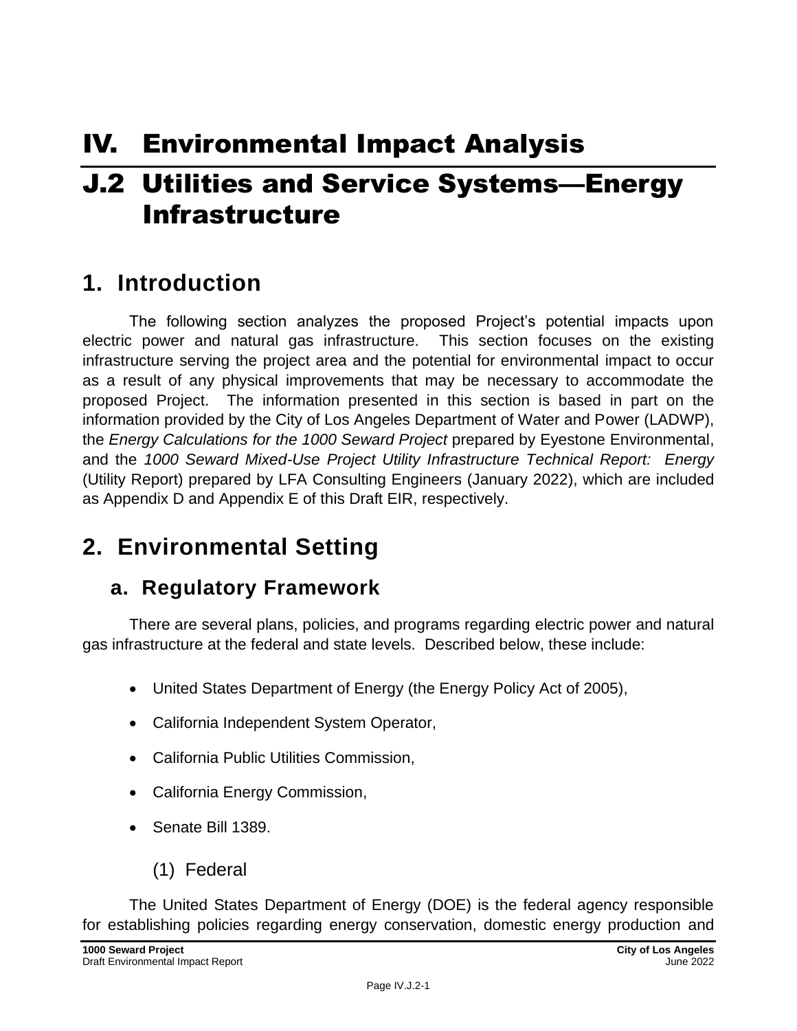# IV. Environmental Impact Analysis

# J.2 Utilities and Service Systems—Energy Infrastructure

## 1. Introduction

The following section analyzes the proposed Project's potential impacts upon electric power and natural gas infrastructure. This section focuses on the existing infrastructure serving the project area and the potential for environmental impact to occur as a result of any physical improvements that may be necessary to accommodate the proposed Project. The information presented in this section is based in part on the information provided by the City of Los Angeles Department of Water and Power (LADWP), the *Energy Calculations for the 1000 Seward Project* prepared by Eyestone Environmental, and the *1000 Seward Mixed-Use Project Utility Infrastructure Technical Report: Energy* (Utility Report) prepared by LFA Consulting Engineers (January 2022), which are included as Appendix D and Appendix E of this Draft EIR, respectively.

## 2. Environmental Setting

### a. Regulatory Framework

There are several plans, policies, and programs regarding electric power and natural gas infrastructure at the federal and state levels. Described below, these include:

- United States Department of Energy (the Energy Policy Act of 2005),
- California Independent System Operator,
- California Public Utilities Commission,
- California Energy Commission,
- Senate Bill 1389.

#### (1) Federal

The United States Department of Energy (DOE) is the federal agency responsible for establishing policies regarding energy conservation, domestic energy production and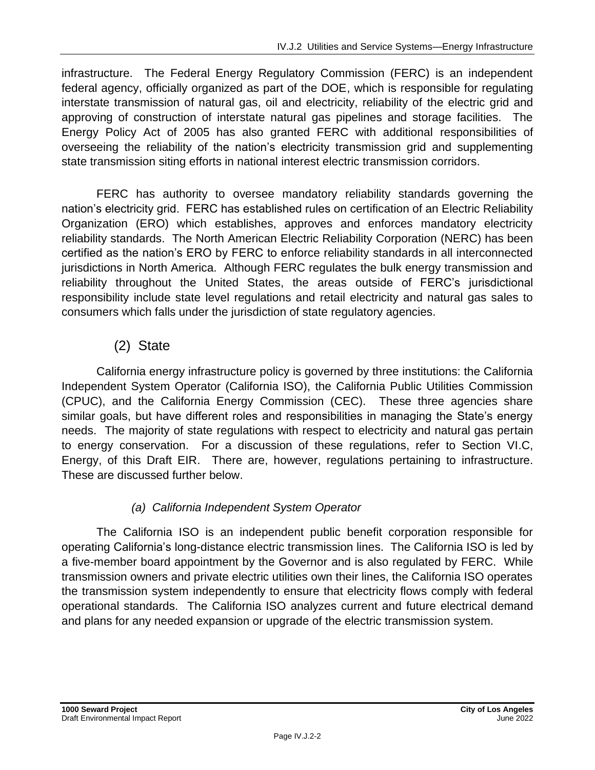infrastructure. The Federal Energy Regulatory Commission (FERC) is an independent federal agency, officially organized as part of the DOE, which is responsible for regulating interstate transmission of natural gas, oil and electricity, reliability of the electric grid and approving of construction of interstate natural gas pipelines and storage facilities. The Energy Policy Act of 2005 has also granted FERC with additional responsibilities of overseeing the reliability of the nation's electricity transmission grid and supplementing state transmission siting efforts in national interest electric transmission corridors.

FERC has authority to oversee mandatory reliability standards governing the nation's electricity grid. FERC has established rules on certification of an Electric Reliability Organization (ERO) which establishes, approves and enforces mandatory electricity reliability standards. The North American Electric Reliability Corporation (NERC) has been certified as the nation's ERO by FERC to enforce reliability standards in all interconnected jurisdictions in North America. Although FERC regulates the bulk energy transmission and reliability throughout the United States, the areas outside of FERC's jurisdictional responsibility include state level regulations and retail electricity and natural gas sales to consumers which falls under the jurisdiction of state regulatory agencies.

## (2) State

California energy infrastructure policy is governed by three institutions: the California Independent System Operator (California ISO), the California Public Utilities Commission (CPUC), and the California Energy Commission (CEC). These three agencies share similar goals, but have different roles and responsibilities in managing the State's energy needs. The majority of state regulations with respect to electricity and natural gas pertain to energy conservation. For a discussion of these regulations, refer to Section VI.C, Energy, of this Draft EIR. There are, however, regulations pertaining to infrastructure. These are discussed further below.

### *(a) California Independent System Operator*

The California ISO is an independent public benefit corporation responsible for operating California's long-distance electric transmission lines. The California ISO is led by a five-member board appointment by the Governor and is also regulated by FERC. While transmission owners and private electric utilities own their lines, the California ISO operates the transmission system independently to ensure that electricity flows comply with federal operational standards. The California ISO analyzes current and future electrical demand and plans for any needed expansion or upgrade of the electric transmission system.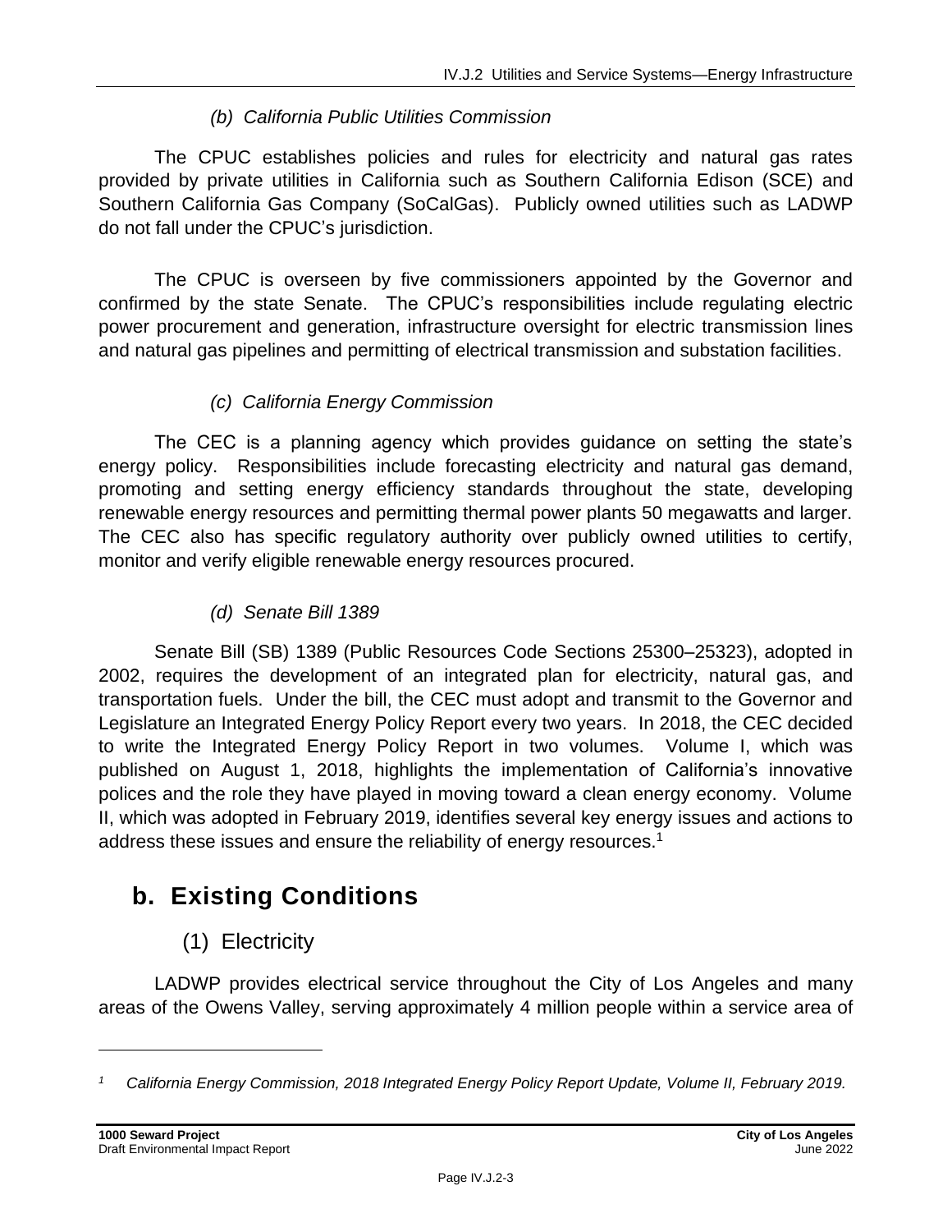*(b) California Public Utilities Commission*

The CPUC establishes policies and rules for electricity and natural gas rates provided by private utilities in California such as Southern California Edison (SCE) and Southern California Gas Company (SoCalGas). Publicly owned utilities such as LADWP do not fall under the CPUC's jurisdiction.

The CPUC is overseen by five commissioners appointed by the Governor and confirmed by the state Senate. The CPUC's responsibilities include regulating electric power procurement and generation, infrastructure oversight for electric transmission lines and natural gas pipelines and permitting of electrical transmission and substation facilities.

*(c) California Energy Commission*

The CEC is a planning agency which provides guidance on setting the state's energy policy. Responsibilities include forecasting electricity and natural gas demand, promoting and setting energy efficiency standards throughout the state, developing renewable energy resources and permitting thermal power plants 50 megawatts and larger. The CEC also has specific regulatory authority over publicly owned utilities to certify, monitor and verify eligible renewable energy resources procured.

*(d) Senate Bill 1389*

Senate Bill (SB) 1389 (Public Resources Code Sections 25300–25323), adopted in 2002, requires the development of an integrated plan for electricity, natural gas, and transportation fuels. Under the bill, the CEC must adopt and transmit to the Governor and Legislature an Integrated Energy Policy Report every two years. In 2018, the CEC decided to write the Integrated Energy Policy Report in two volumes. Volume I, which was published on August 1, 2018, highlights the implementation of California's innovative polices and the role they have played in moving toward a clean energy economy. Volume II, which was adopted in February 2019, identifies several key energy issues and actions to address these issues and ensure the reliability of energy resources.[1]

## b. Existing Conditions

### (1) Electricity

LADWP provides electrical service throughout the City of Los Angeles and many areas of the Owens Valley, serving approximately 4 million people within a service area of

---

[1] *California Energy Commission, 2018 Integrated Energy Policy Report Update, Volume II, February 2019.*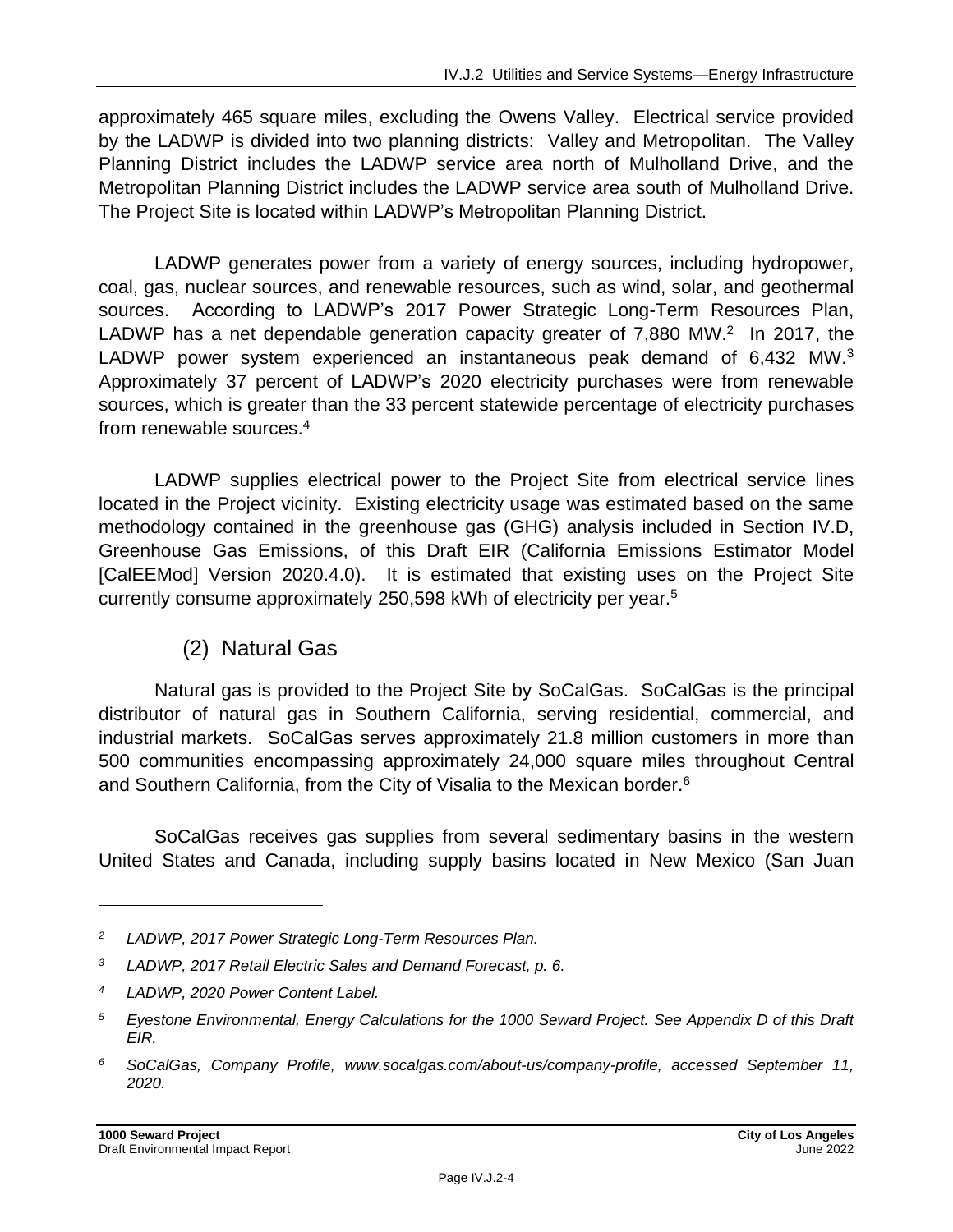approximately 465 square miles, excluding the Owens Valley. Electrical service provided by the LADWP is divided into two planning districts: Valley and Metropolitan. The Valley Planning District includes the LADWP service area north of Mulholland Drive, and the Metropolitan Planning District includes the LADWP service area south of Mulholland Drive. The Project Site is located within LADWP's Metropolitan Planning District.

LADWP generates power from a variety of energy sources, including hydropower, coal, gas, nuclear sources, and renewable resources, such as wind, solar, and geothermal sources. According to LADWP's 2017 Power Strategic Long-Term Resources Plan, LADWP has a net dependable generation capacity greater of 7,880 MW.[2] In 2017, the LADWP power system experienced an instantaneous peak demand of 6,432 MW.[3] Approximately 37 percent of LADWP's 2020 electricity purchases were from renewable sources, which is greater than the 33 percent statewide percentage of electricity purchases from renewable sources.[4]

LADWP supplies electrical power to the Project Site from electrical service lines located in the Project vicinity. Existing electricity usage was estimated based on the same methodology contained in the greenhouse gas (GHG) analysis included in Section IV.D, Greenhouse Gas Emissions, of this Draft EIR (California Emissions Estimator Model [CalEEMod] Version 2020.4.0). It is estimated that existing uses on the Project Site currently consume approximately 250,598 kWh of electricity per year.[5]

### (2) Natural Gas

Natural gas is provided to the Project Site by SoCalGas. SoCalGas is the principal distributor of natural gas in Southern California, serving residential, commercial, and industrial markets. SoCalGas serves approximately 21.8 million customers in more than 500 communities encompassing approximately 24,000 square miles throughout Central and Southern California, from the City of Visalia to the Mexican border.[6]

SoCalGas receives gas supplies from several sedimentary basins in the western United States and Canada, including supply basins located in New Mexico (San Juan

---

*[2] LADWP, 2017 Power Strategic Long-Term Resources Plan.*

*[3] LADWP, 2017 Retail Electric Sales and Demand Forecast, p. 6.*

*[4] LADWP, 2020 Power Content Label.*

*[5] Eyestone Environmental, Energy Calculations for the 1000 Seward Project. See Appendix D of this Draft EIR.*

*[6] SoCalGas, Company Profile, www.socalgas.com/about-us/company-profile, accessed September 11, 2020.*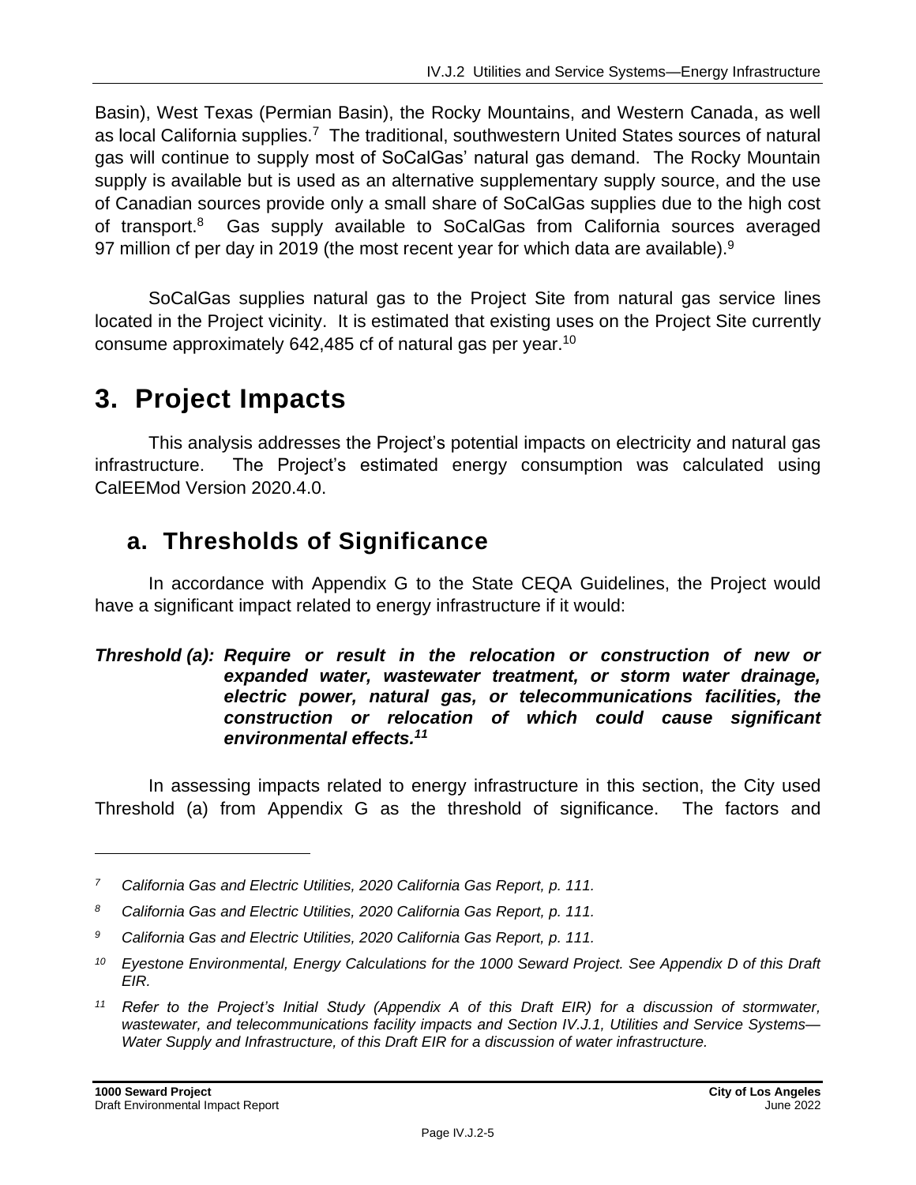Basin), West Texas (Permian Basin), the Rocky Mountains, and Western Canada, as well as local California supplies.[7] The traditional, southwestern United States sources of natural gas will continue to supply most of SoCalGas' natural gas demand. The Rocky Mountain supply is available but is used as an alternative supplementary supply source, and the use of Canadian sources provide only a small share of SoCalGas supplies due to the high cost of transport.[8] Gas supply available to SoCalGas from California sources averaged 97 million cf per day in 2019 (the most recent year for which data are available).[9]

SoCalGas supplies natural gas to the Project Site from natural gas service lines located in the Project vicinity. It is estimated that existing uses on the Project Site currently consume approximately 642,485 cf of natural gas per year.[10]

# 3. Project Impacts

This analysis addresses the Project's potential impacts on electricity and natural gas infrastructure. The Project's estimated energy consumption was calculated using CalEEMod Version 2020.4.0.

## a. Thresholds of Significance

In accordance with Appendix G to the State CEQA Guidelines, the Project would have a significant impact related to energy infrastructure if it would:

***Threshold (a): Require or result in the relocation or construction of new or expanded water, wastewater treatment, or storm water drainage, electric power, natural gas, or telecommunications facilities, the construction or relocation of which could cause significant environmental effects.[11]***

In assessing impacts related to energy infrastructure in this section, the City used Threshold (a) from Appendix G as the threshold of significance. The factors and

---

*[7] California Gas and Electric Utilities, 2020 California Gas Report, p. 111.*

*[8] California Gas and Electric Utilities, 2020 California Gas Report, p. 111.*

*[9] California Gas and Electric Utilities, 2020 California Gas Report, p. 111.*

*[10] Eyestone Environmental, Energy Calculations for the 1000 Seward Project. See Appendix D of this Draft EIR.*

*[11] Refer to the Project's Initial Study (Appendix A of this Draft EIR) for a discussion of stormwater, wastewater, and telecommunications facility impacts and Section IV.J.1, Utilities and Service Systems—Water Supply and Infrastructure, of this Draft EIR for a discussion of water infrastructure.*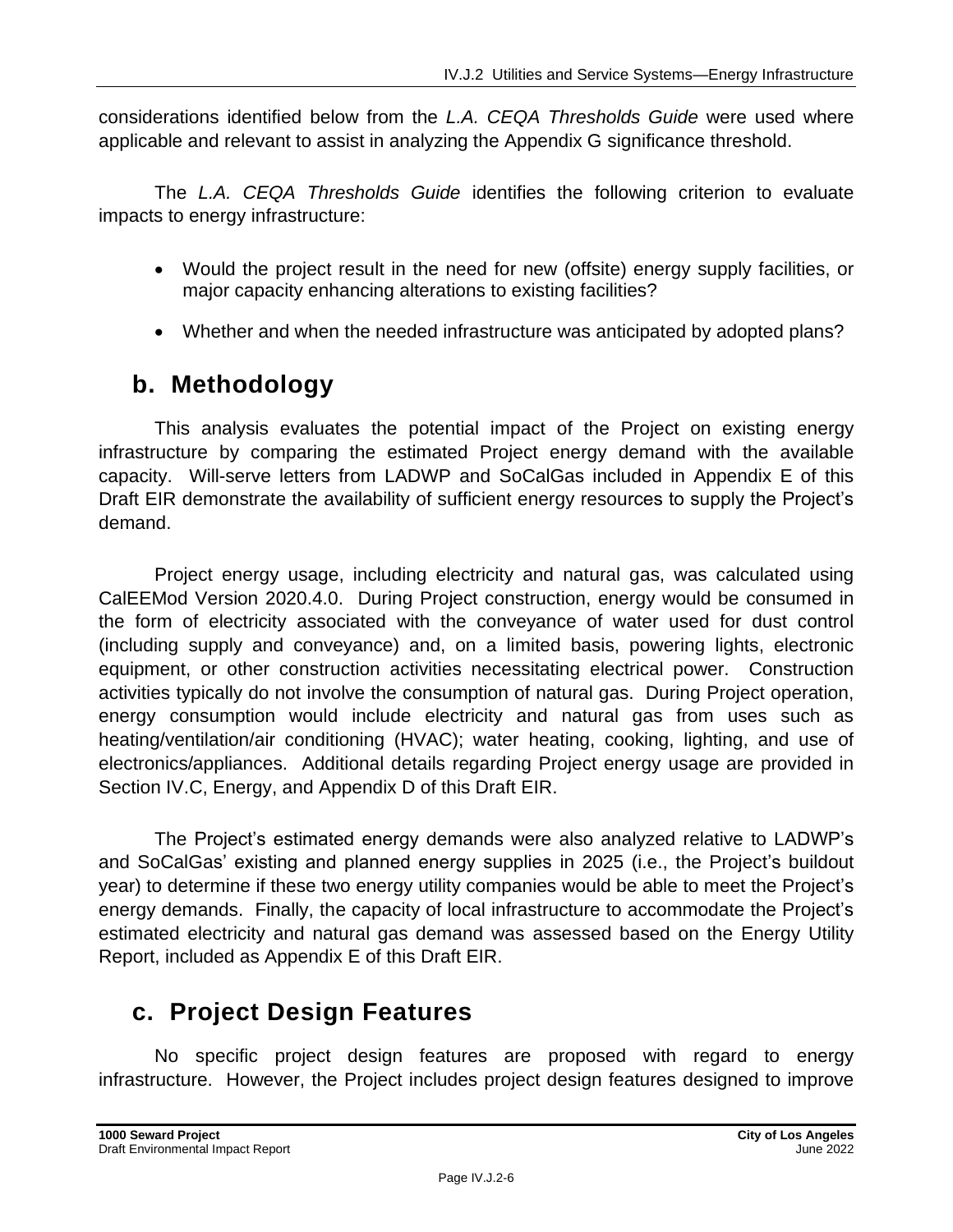considerations identified below from the *L.A. CEQA Thresholds Guide* were used where applicable and relevant to assist in analyzing the Appendix G significance threshold.

The *L.A. CEQA Thresholds Guide* identifies the following criterion to evaluate impacts to energy infrastructure:

- Would the project result in the need for new (offsite) energy supply facilities, or major capacity enhancing alterations to existing facilities?
- Whether and when the needed infrastructure was anticipated by adopted plans?

## b. Methodology

This analysis evaluates the potential impact of the Project on existing energy infrastructure by comparing the estimated Project energy demand with the available capacity. Will-serve letters from LADWP and SoCalGas included in Appendix E of this Draft EIR demonstrate the availability of sufficient energy resources to supply the Project's demand.

Project energy usage, including electricity and natural gas, was calculated using CalEEMod Version 2020.4.0. During Project construction, energy would be consumed in the form of electricity associated with the conveyance of water used for dust control (including supply and conveyance) and, on a limited basis, powering lights, electronic equipment, or other construction activities necessitating electrical power. Construction activities typically do not involve the consumption of natural gas. During Project operation, energy consumption would include electricity and natural gas from uses such as heating/ventilation/air conditioning (HVAC); water heating, cooking, lighting, and use of electronics/appliances. Additional details regarding Project energy usage are provided in Section IV.C, Energy, and Appendix D of this Draft EIR.

The Project's estimated energy demands were also analyzed relative to LADWP's and SoCalGas' existing and planned energy supplies in 2025 (i.e., the Project's buildout year) to determine if these two energy utility companies would be able to meet the Project's energy demands. Finally, the capacity of local infrastructure to accommodate the Project's estimated electricity and natural gas demand was assessed based on the Energy Utility Report, included as Appendix E of this Draft EIR.

## c. Project Design Features

No specific project design features are proposed with regard to energy infrastructure. However, the Project includes project design features designed to improve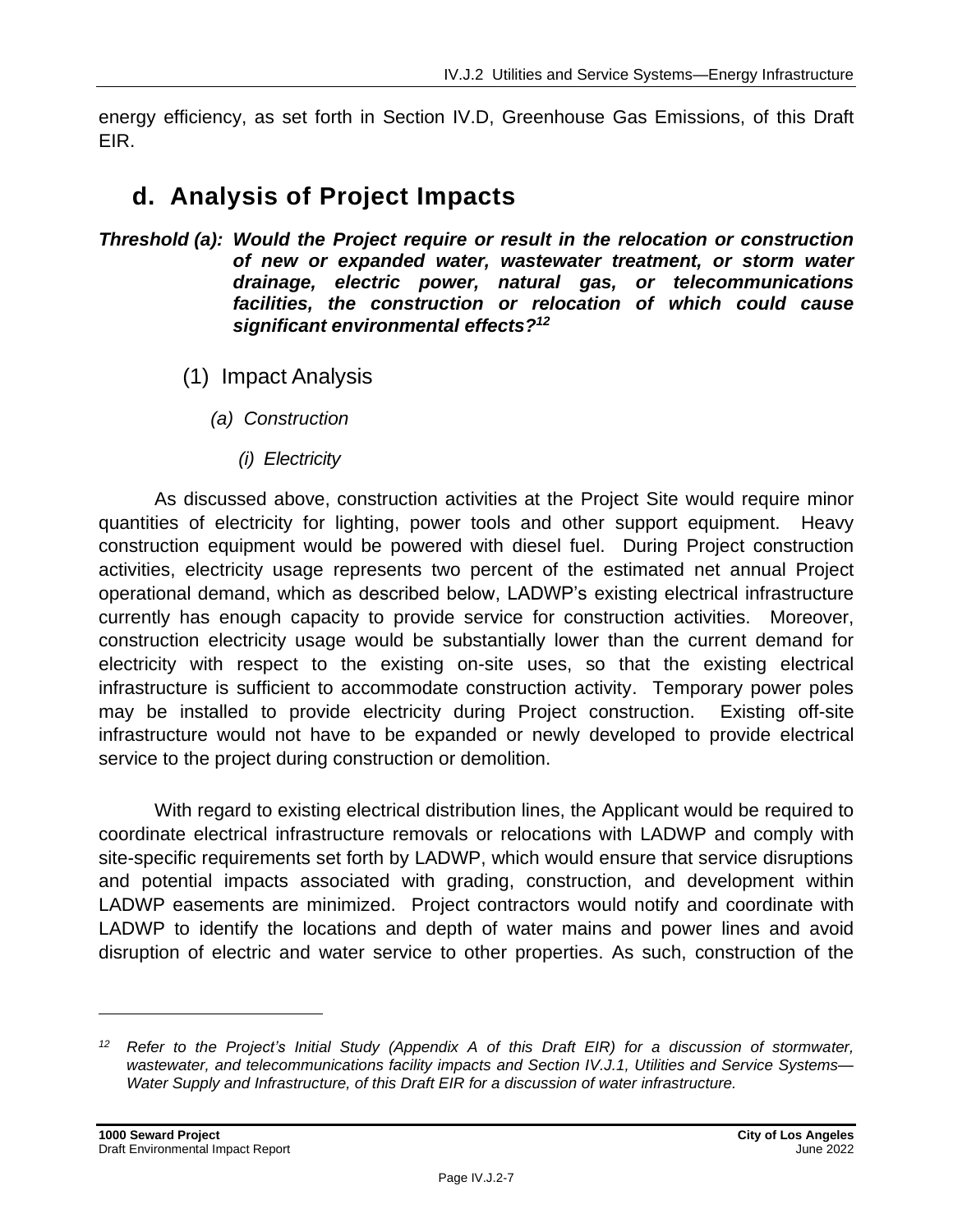energy efficiency, as set forth in Section IV.D, Greenhouse Gas Emissions, of this Draft EIR.

## d. Analysis of Project Impacts

***Threshold (a): Would the Project require or result in the relocation or construction of new or expanded water, wastewater treatment, or storm water drainage, electric power, natural gas, or telecommunications facilities, the construction or relocation of which could cause significant environmental effects?[12]***

### (1) Impact Analysis

#### *(a) Construction*

##### *(i) Electricity*

As discussed above, construction activities at the Project Site would require minor quantities of electricity for lighting, power tools and other support equipment. Heavy construction equipment would be powered with diesel fuel. During Project construction activities, electricity usage represents two percent of the estimated net annual Project operational demand, which as described below, LADWP's existing electrical infrastructure currently has enough capacity to provide service for construction activities. Moreover, construction electricity usage would be substantially lower than the current demand for electricity with respect to the existing on-site uses, so that the existing electrical infrastructure is sufficient to accommodate construction activity. Temporary power poles may be installed to provide electricity during Project construction. Existing off-site infrastructure would not have to be expanded or newly developed to provide electrical service to the project during construction or demolition.

With regard to existing electrical distribution lines, the Applicant would be required to coordinate electrical infrastructure removals or relocations with LADWP and comply with site-specific requirements set forth by LADWP, which would ensure that service disruptions and potential impacts associated with grading, construction, and development within LADWP easements are minimized. Project contractors would notify and coordinate with LADWP to identify the locations and depth of water mains and power lines and avoid disruption of electric and water service to other properties. As such, construction of the

---

[12] *Refer to the Project's Initial Study (Appendix A of this Draft EIR) for a discussion of stormwater, wastewater, and telecommunications facility impacts and Section IV.J.1, Utilities and Service Systems—Water Supply and Infrastructure, of this Draft EIR for a discussion of water infrastructure.*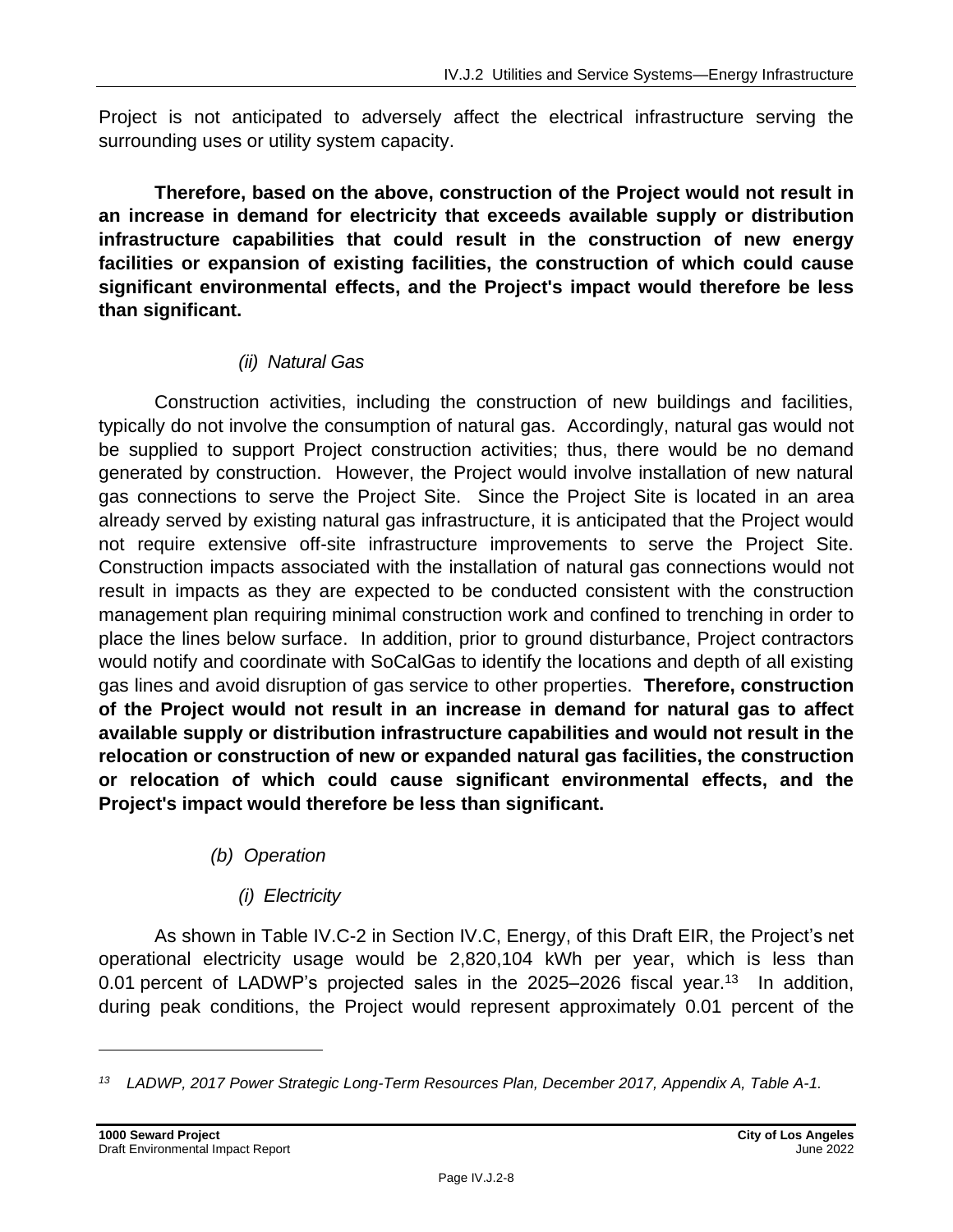Project is not anticipated to adversely affect the electrical infrastructure serving the surrounding uses or utility system capacity.

**Therefore, based on the above, construction of the Project would not result in an increase in demand for electricity that exceeds available supply or distribution infrastructure capabilities that could result in the construction of new energy facilities or expansion of existing facilities, the construction of which could cause significant environmental effects, and the Project's impact would therefore be less than significant.**

*(ii) Natural Gas*

Construction activities, including the construction of new buildings and facilities, typically do not involve the consumption of natural gas. Accordingly, natural gas would not be supplied to support Project construction activities; thus, there would be no demand generated by construction. However, the Project would involve installation of new natural gas connections to serve the Project Site. Since the Project Site is located in an area already served by existing natural gas infrastructure, it is anticipated that the Project would not require extensive off-site infrastructure improvements to serve the Project Site. Construction impacts associated with the installation of natural gas connections would not result in impacts as they are expected to be conducted consistent with the construction management plan requiring minimal construction work and confined to trenching in order to place the lines below surface. In addition, prior to ground disturbance, Project contractors would notify and coordinate with SoCalGas to identify the locations and depth of all existing gas lines and avoid disruption of gas service to other properties. **Therefore, construction of the Project would not result in an increase in demand for natural gas to affect available supply or distribution infrastructure capabilities and would not result in the relocation or construction of new or expanded natural gas facilities, the construction or relocation of which could cause significant environmental effects, and the Project's impact would therefore be less than significant.**

*(b) Operation*

*(i) Electricity*

As shown in Table IV.C-2 in Section IV.C, Energy, of this Draft EIR, the Project's net operational electricity usage would be 2,820,104 kWh per year, which is less than 0.01 percent of LADWP's projected sales in the 2025–2026 fiscal year.[13] In addition, during peak conditions, the Project would represent approximately 0.01 percent of the

---

[13] *LADWP, 2017 Power Strategic Long-Term Resources Plan, December 2017, Appendix A, Table A-1.*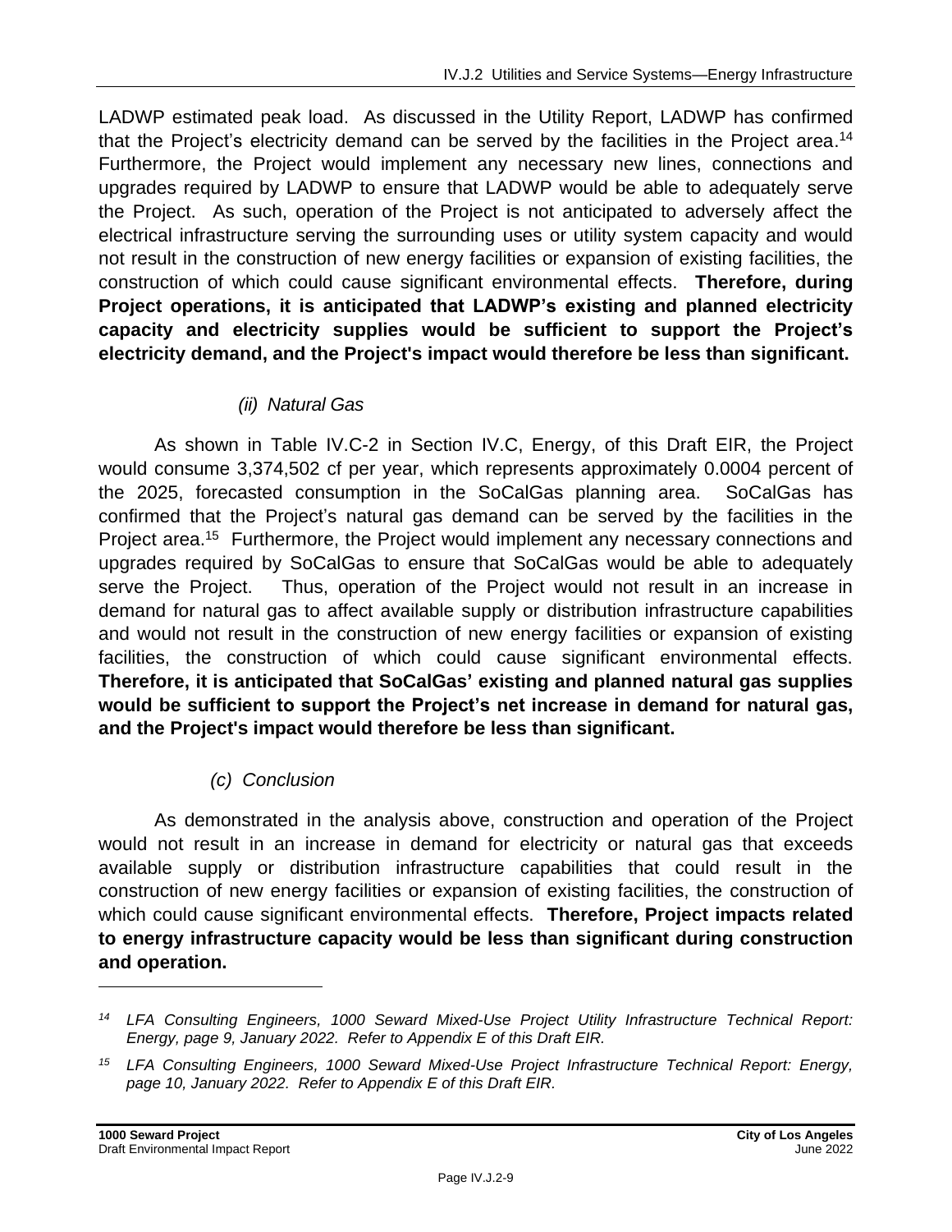LADWP estimated peak load. As discussed in the Utility Report, LADWP has confirmed that the Project's electricity demand can be served by the facilities in the Project area.[14] Furthermore, the Project would implement any necessary new lines, connections and upgrades required by LADWP to ensure that LADWP would be able to adequately serve the Project. As such, operation of the Project is not anticipated to adversely affect the electrical infrastructure serving the surrounding uses or utility system capacity and would not result in the construction of new energy facilities or expansion of existing facilities, the construction of which could cause significant environmental effects. **Therefore, during Project operations, it is anticipated that LADWP's existing and planned electricity capacity and electricity supplies would be sufficient to support the Project's electricity demand, and the Project's impact would therefore be less than significant.**

*(ii) Natural Gas*

As shown in Table IV.C-2 in Section IV.C, Energy, of this Draft EIR, the Project would consume 3,374,502 cf per year, which represents approximately 0.0004 percent of the 2025, forecasted consumption in the SoCalGas planning area. SoCalGas has confirmed that the Project's natural gas demand can be served by the facilities in the Project area.[15] Furthermore, the Project would implement any necessary connections and upgrades required by SoCalGas to ensure that SoCalGas would be able to adequately serve the Project. Thus, operation of the Project would not result in an increase in demand for natural gas to affect available supply or distribution infrastructure capabilities and would not result in the construction of new energy facilities or expansion of existing facilities, the construction of which could cause significant environmental effects. **Therefore, it is anticipated that SoCalGas' existing and planned natural gas supplies would be sufficient to support the Project's net increase in demand for natural gas, and the Project's impact would therefore be less than significant.**

*(c) Conclusion*

As demonstrated in the analysis above, construction and operation of the Project would not result in an increase in demand for electricity or natural gas that exceeds available supply or distribution infrastructure capabilities that could result in the construction of new energy facilities or expansion of existing facilities, the construction of which could cause significant environmental effects. **Therefore, Project impacts related to energy infrastructure capacity would be less than significant during construction and operation.**

---

[14] *LFA Consulting Engineers, 1000 Seward Mixed-Use Project Utility Infrastructure Technical Report: Energy, page 9, January 2022. Refer to Appendix E of this Draft EIR.*

[15] *LFA Consulting Engineers, 1000 Seward Mixed-Use Project Infrastructure Technical Report: Energy, page 10, January 2022. Refer to Appendix E of this Draft EIR.*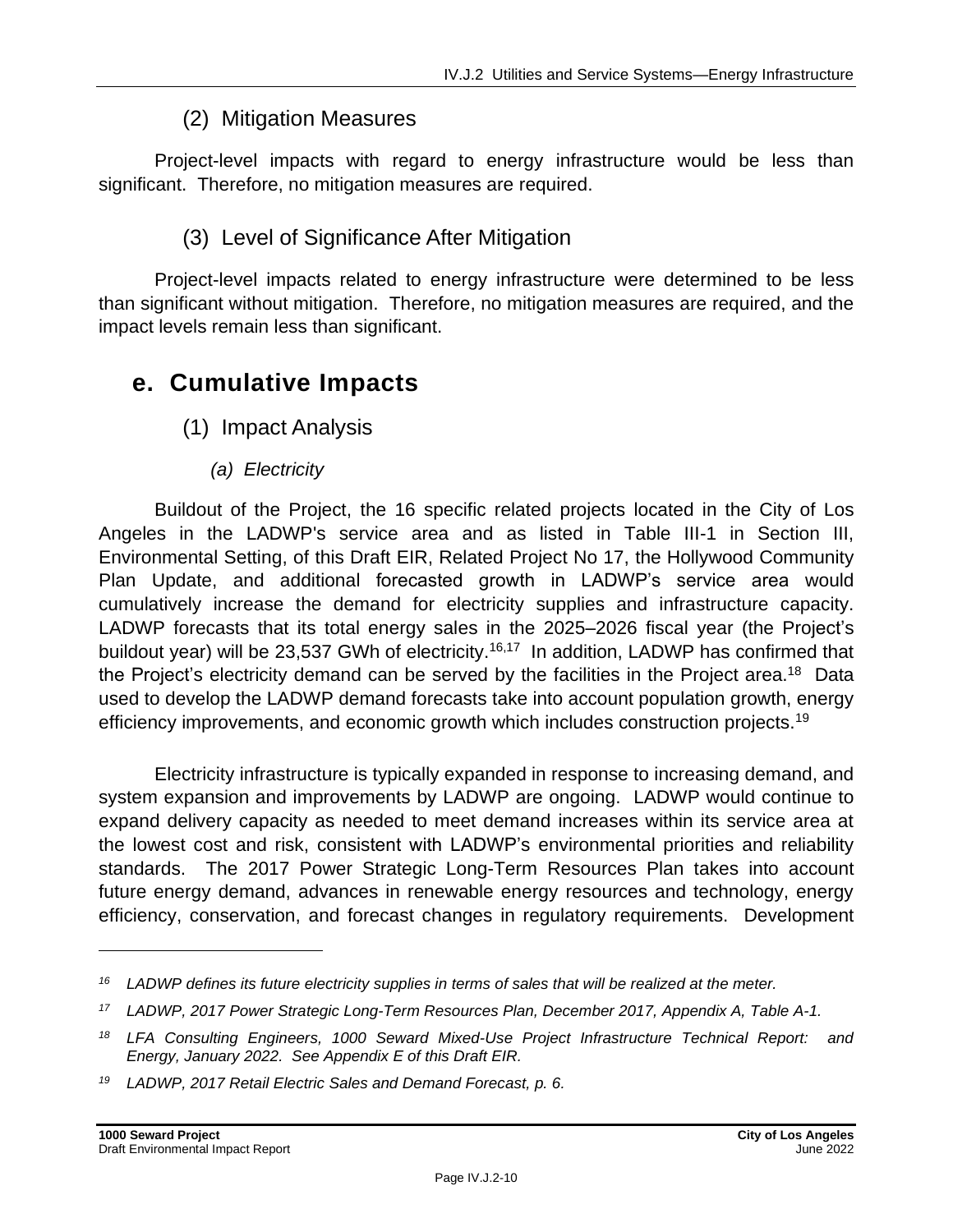### (2) Mitigation Measures

Project-level impacts with regard to energy infrastructure would be less than significant. Therefore, no mitigation measures are required.

### (3) Level of Significance After Mitigation

Project-level impacts related to energy infrastructure were determined to be less than significant without mitigation. Therefore, no mitigation measures are required, and the impact levels remain less than significant.

## e. Cumulative Impacts

### (1) Impact Analysis

#### *(a) Electricity*

Buildout of the Project, the 16 specific related projects located in the City of Los Angeles in the LADWP's service area and as listed in Table III-1 in Section III, Environmental Setting, of this Draft EIR, Related Project No 17, the Hollywood Community Plan Update, and additional forecasted growth in LADWP's service area would cumulatively increase the demand for electricity supplies and infrastructure capacity. LADWP forecasts that its total energy sales in the 2025–2026 fiscal year (the Project's buildout year) will be 23,537 GWh of electricity.[16,17] In addition, LADWP has confirmed that the Project's electricity demand can be served by the facilities in the Project area.[18] Data used to develop the LADWP demand forecasts take into account population growth, energy efficiency improvements, and economic growth which includes construction projects.[19]

Electricity infrastructure is typically expanded in response to increasing demand, and system expansion and improvements by LADWP are ongoing. LADWP would continue to expand delivery capacity as needed to meet demand increases within its service area at the lowest cost and risk, consistent with LADWP's environmental priorities and reliability standards. The 2017 Power Strategic Long-Term Resources Plan takes into account future energy demand, advances in renewable energy resources and technology, energy efficiency, conservation, and forecast changes in regulatory requirements. Development

---

*[16] LADWP defines its future electricity supplies in terms of sales that will be realized at the meter.*

*[17] LADWP, 2017 Power Strategic Long-Term Resources Plan, December 2017, Appendix A, Table A-1.*

*[18] LFA Consulting Engineers, 1000 Seward Mixed-Use Project Infrastructure Technical Report: and Energy, January 2022. See Appendix E of this Draft EIR.*

*[19] LADWP, 2017 Retail Electric Sales and Demand Forecast, p. 6.*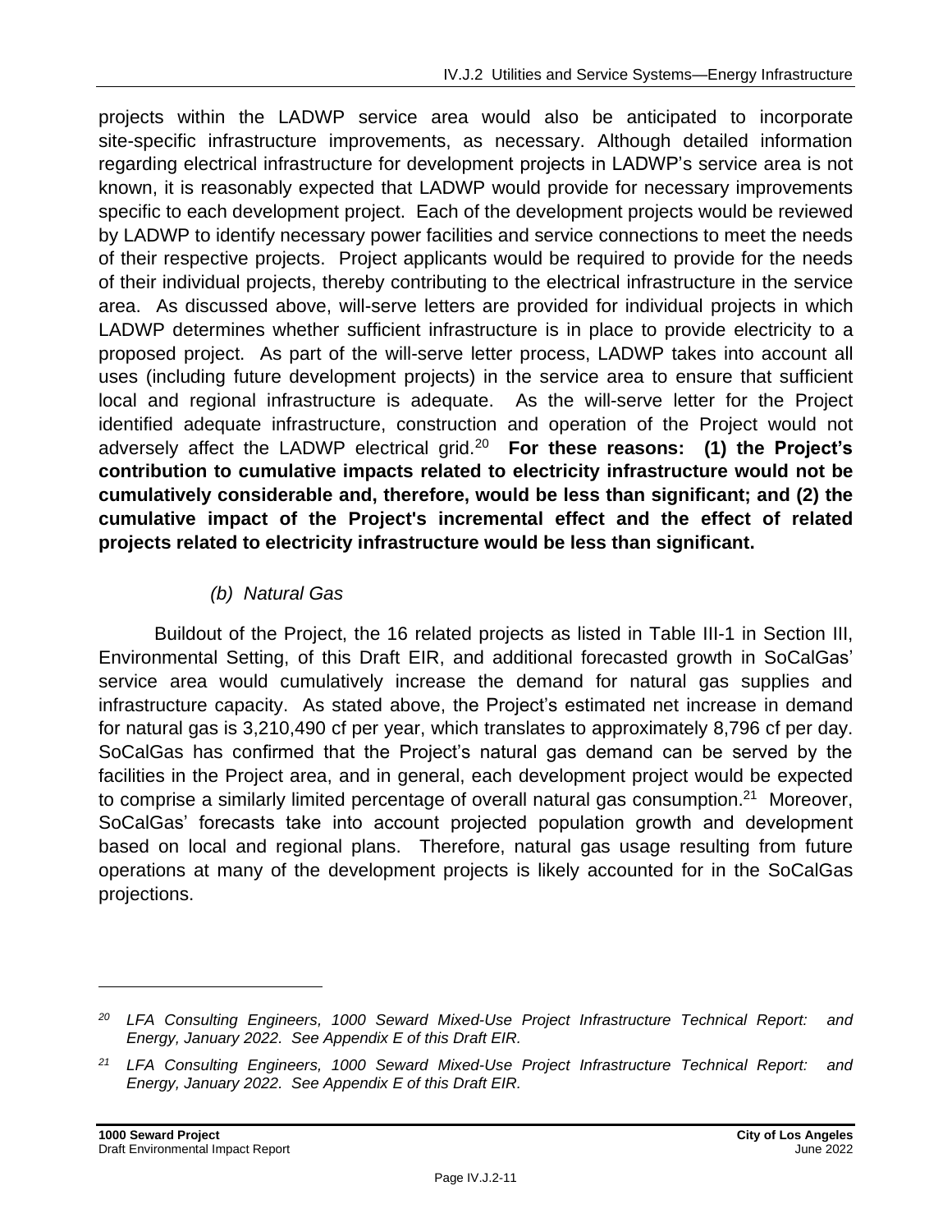projects within the LADWP service area would also be anticipated to incorporate site-specific infrastructure improvements, as necessary. Although detailed information regarding electrical infrastructure for development projects in LADWP's service area is not known, it is reasonably expected that LADWP would provide for necessary improvements specific to each development project. Each of the development projects would be reviewed by LADWP to identify necessary power facilities and service connections to meet the needs of their respective projects. Project applicants would be required to provide for the needs of their individual projects, thereby contributing to the electrical infrastructure in the service area. As discussed above, will-serve letters are provided for individual projects in which LADWP determines whether sufficient infrastructure is in place to provide electricity to a proposed project. As part of the will-serve letter process, LADWP takes into account all uses (including future development projects) in the service area to ensure that sufficient local and regional infrastructure is adequate. As the will-serve letter for the Project identified adequate infrastructure, construction and operation of the Project would not adversely affect the LADWP electrical grid.[20] **For these reasons: (1) the Project's contribution to cumulative impacts related to electricity infrastructure would not be cumulatively considerable and, therefore, would be less than significant; and (2) the cumulative impact of the Project's incremental effect and the effect of related projects related to electricity infrastructure would be less than significant.**

*(b) Natural Gas*

Buildout of the Project, the 16 related projects as listed in Table III-1 in Section III, Environmental Setting, of this Draft EIR, and additional forecasted growth in SoCalGas' service area would cumulatively increase the demand for natural gas supplies and infrastructure capacity. As stated above, the Project's estimated net increase in demand for natural gas is 3,210,490 cf per year, which translates to approximately 8,796 cf per day. SoCalGas has confirmed that the Project's natural gas demand can be served by the facilities in the Project area, and in general, each development project would be expected to comprise a similarly limited percentage of overall natural gas consumption.[21] Moreover, SoCalGas' forecasts take into account projected population growth and development based on local and regional plans. Therefore, natural gas usage resulting from future operations at many of the development projects is likely accounted for in the SoCalGas projections.

---

[20] *LFA Consulting Engineers, 1000 Seward Mixed-Use Project Infrastructure Technical Report: and Energy, January 2022. See Appendix E of this Draft EIR.*

[21] *LFA Consulting Engineers, 1000 Seward Mixed-Use Project Infrastructure Technical Report: and Energy, January 2022. See Appendix E of this Draft EIR.*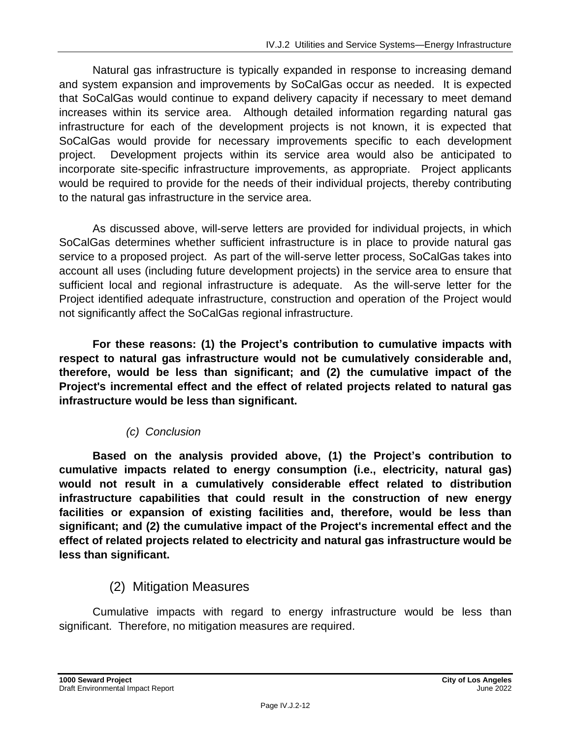Natural gas infrastructure is typically expanded in response to increasing demand and system expansion and improvements by SoCalGas occur as needed. It is expected that SoCalGas would continue to expand delivery capacity if necessary to meet demand increases within its service area. Although detailed information regarding natural gas infrastructure for each of the development projects is not known, it is expected that SoCalGas would provide for necessary improvements specific to each development project. Development projects within its service area would also be anticipated to incorporate site-specific infrastructure improvements, as appropriate. Project applicants would be required to provide for the needs of their individual projects, thereby contributing to the natural gas infrastructure in the service area.

As discussed above, will-serve letters are provided for individual projects, in which SoCalGas determines whether sufficient infrastructure is in place to provide natural gas service to a proposed project. As part of the will-serve letter process, SoCalGas takes into account all uses (including future development projects) in the service area to ensure that sufficient local and regional infrastructure is adequate. As the will-serve letter for the Project identified adequate infrastructure, construction and operation of the Project would not significantly affect the SoCalGas regional infrastructure.

**For these reasons: (1) the Project's contribution to cumulative impacts with respect to natural gas infrastructure would not be cumulatively considerable and, therefore, would be less than significant; and (2) the cumulative impact of the Project's incremental effect and the effect of related projects related to natural gas infrastructure would be less than significant.**

*(c) Conclusion*

**Based on the analysis provided above, (1) the Project's contribution to cumulative impacts related to energy consumption (i.e., electricity, natural gas) would not result in a cumulatively considerable effect related to distribution infrastructure capabilities that could result in the construction of new energy facilities or expansion of existing facilities and, therefore, would be less than significant; and (2) the cumulative impact of the Project's incremental effect and the effect of related projects related to electricity and natural gas infrastructure would be less than significant.**

## (2) Mitigation Measures

Cumulative impacts with regard to energy infrastructure would be less than significant. Therefore, no mitigation measures are required.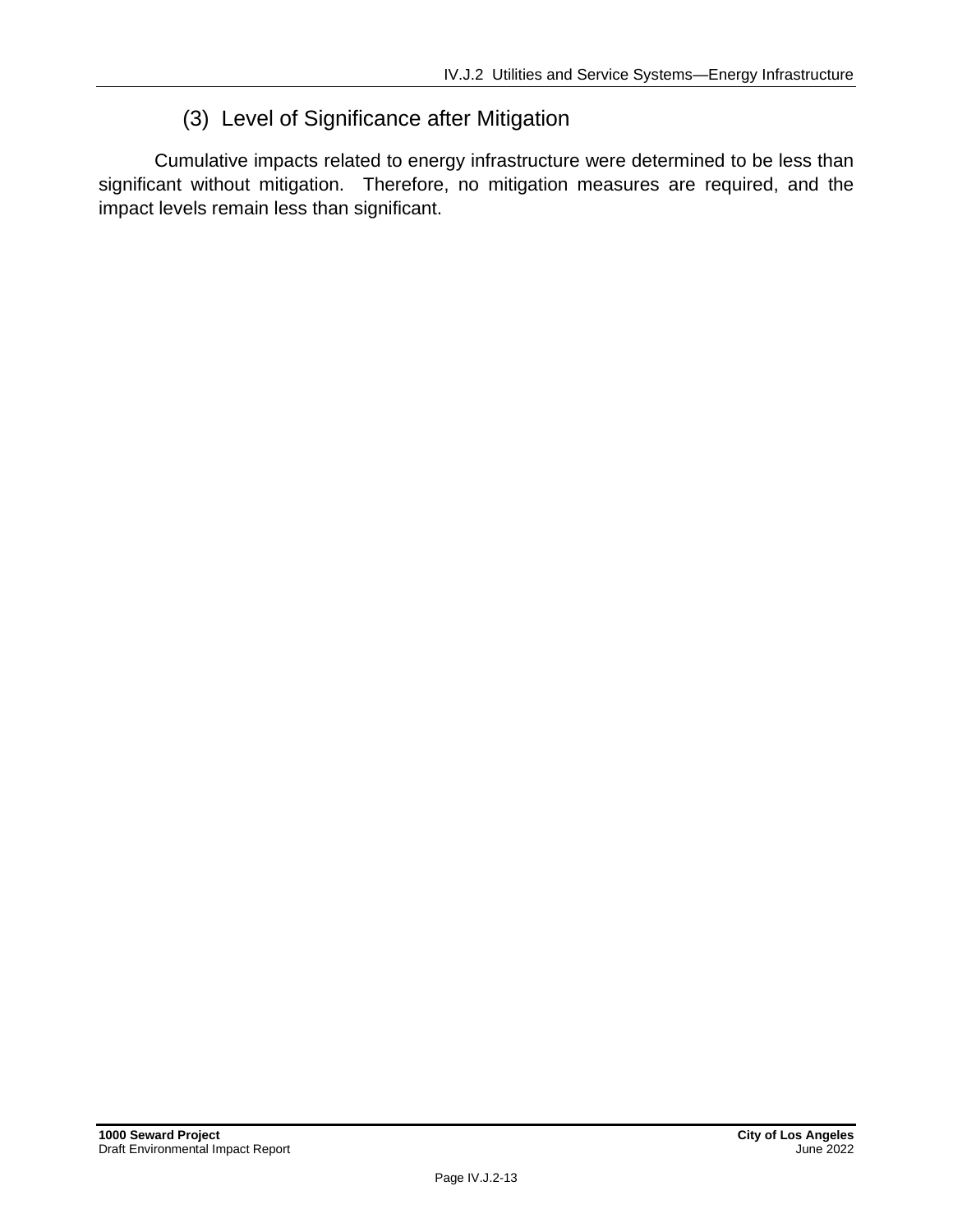#### (3) Level of Significance after Mitigation

Cumulative impacts related to energy infrastructure were determined to be less than significant without mitigation. Therefore, no mitigation measures are required, and the impact levels remain less than significant.